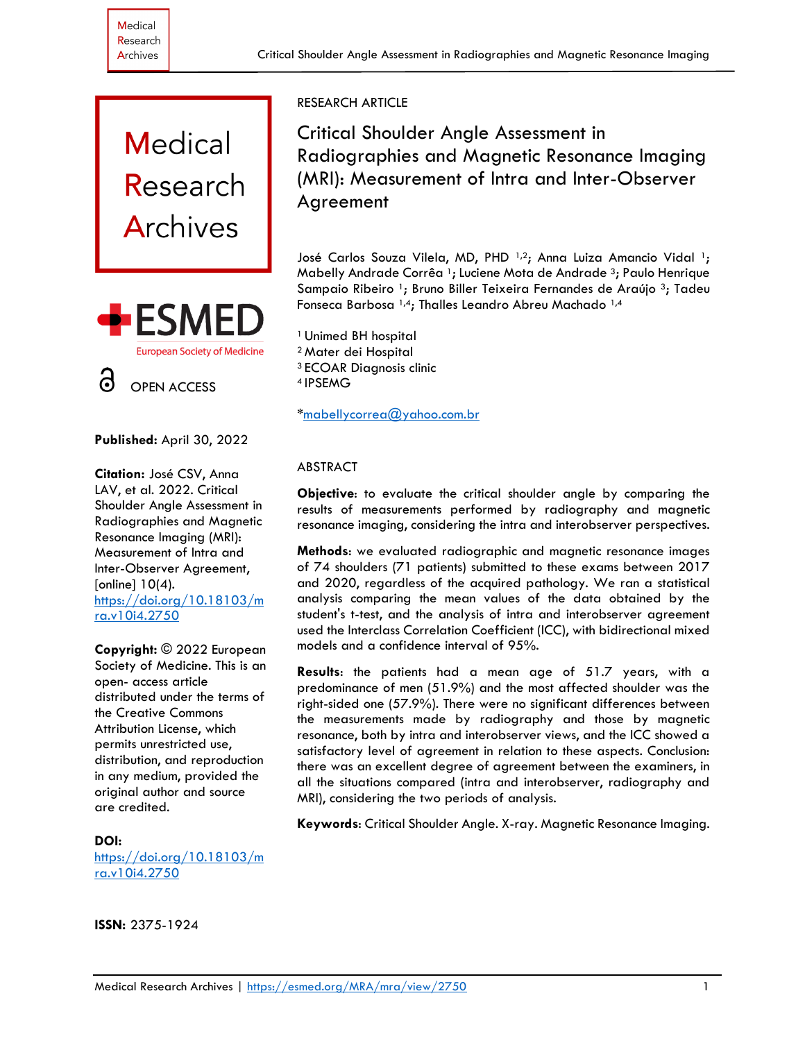RESEARCH ARTICLE

# Critical Shoulder Angle Assessment in Radiographies and Magnetic Resonance Imaging (MRI): Measurement of Intra and Inter-Observer Agreement

José Carlos Souza Vilela, MD, PHD [1,2]; Anna Luiza Amancio Vidal [1]; Mabelly Andrade Corrêa [1]; Luciene Mota de Andrade [3]; Paulo Henrique Sampaio Ribeiro [1]; Bruno Biller Teixeira Fernandes de Araújo [3]; Tadeu Fonseca Barbosa [1,4]; Thalles Leandro Abreu Machado [1,4]

[1] Unimed BH hospital
[2] Mater dei Hospital
[3] ECOAR Diagnosis clinic
[4] IPSEMG

*mabellycorrea@yahoo.com.br

OPEN ACCESS

**Published:** April 30, 2022

**Citation:** José CSV, Anna LAV, et al. 2022. Critical Shoulder Angle Assessment in Radiographies and Magnetic Resonance Imaging (MRI): Measurement of Intra and Inter-Observer Agreement, [online] 10(4). https://doi.org/10.18103/mra.v10i4.2750

**Copyright:** © 2022 European Society of Medicine. This is an open- access article distributed under the terms of the Creative Commons Attribution License, which permits unrestricted use, distribution, and reproduction in any medium, provided the original author and source are credited.

**DOI:** https://doi.org/10.18103/mra.v10i4.2750

**ISSN:** 2375-1924

## ABSTRACT

**Objective**: to evaluate the critical shoulder angle by comparing the results of measurements performed by radiography and magnetic resonance imaging, considering the intra and interobserver perspectives.

**Methods**: we evaluated radiographic and magnetic resonance images of 74 shoulders (71 patients) submitted to these exams between 2017 and 2020, regardless of the acquired pathology. We ran a statistical analysis comparing the mean values of the data obtained by the student's t-test, and the analysis of intra and interobserver agreement used the Interclass Correlation Coefficient (ICC), with bidirectional mixed models and a confidence interval of 95%.

**Results**: the patients had a mean age of 51.7 years, with a predominance of men (51.9%) and the most affected shoulder was the right-sided one (57.9%). There were no significant differences between the measurements made by radiography and those by magnetic resonance, both by intra and interobserver views, and the ICC showed a satisfactory level of agreement in relation to these aspects. Conclusion: there was an excellent degree of agreement between the examiners, in all the situations compared (intra and interobserver, radiography and MRI), considering the two periods of analysis.

**Keywords**: Critical Shoulder Angle. X-ray. Magnetic Resonance Imaging.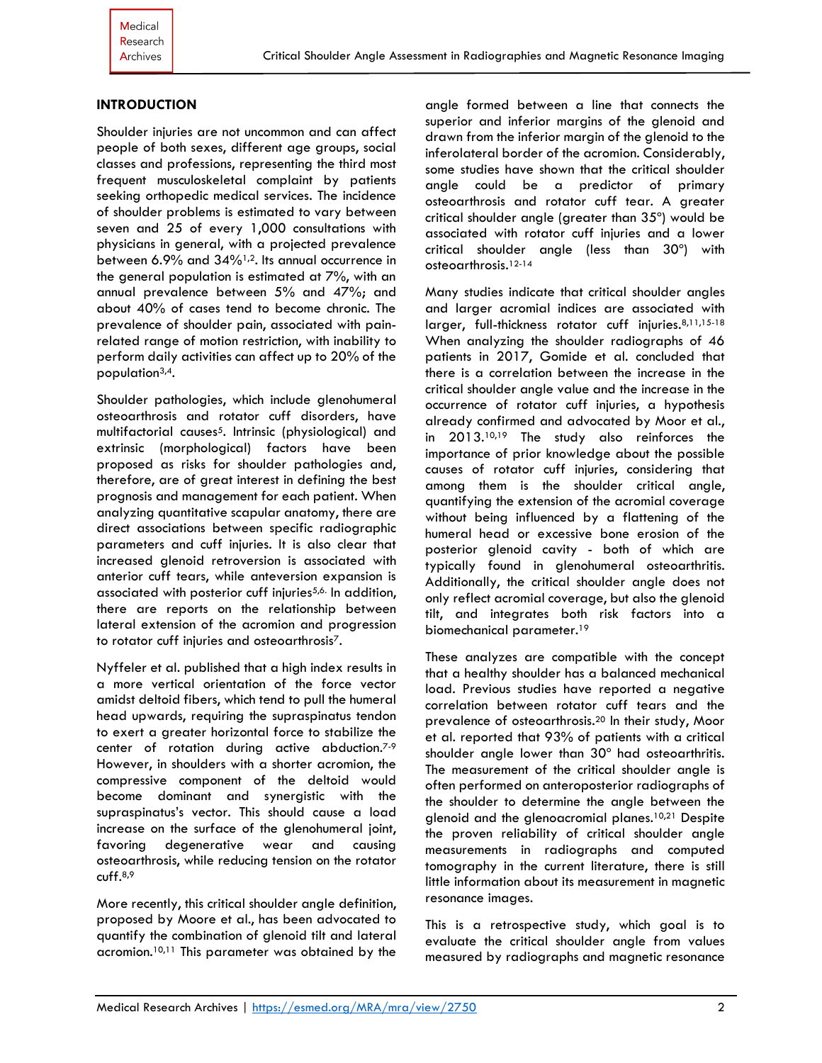## INTRODUCTION

Shoulder injuries are not uncommon and can affect people of both sexes, different age groups, social classes and professions, representing the third most frequent musculoskeletal complaint by patients seeking orthopedic medical services. The incidence of shoulder problems is estimated to vary between seven and 25 of every 1,000 consultations with physicians in general, with a projected prevalence between 6.9% and 34%[1,2]. Its annual occurrence in the general population is estimated at 7%, with an annual prevalence between 5% and 47%; and about 40% of cases tend to become chronic. The prevalence of shoulder pain, associated with pain-related range of motion restriction, with inability to perform daily activities can affect up to 20% of the population[3,4].

Shoulder pathologies, which include glenohumeral osteoarthrosis and rotator cuff disorders, have multifactorial causes[5]. Intrinsic (physiological) and extrinsic (morphological) factors have been proposed as risks for shoulder pathologies and, therefore, are of great interest in defining the best prognosis and management for each patient. When analyzing quantitative scapular anatomy, there are direct associations between specific radiographic parameters and cuff injuries. It is also clear that increased glenoid retroversion is associated with anterior cuff tears, while anteversion expansion is associated with posterior cuff injuries[5,6]. In addition, there are reports on the relationship between lateral extension of the acromion and progression to rotator cuff injuries and osteoarthrosis[7].

Nyffeler et al. published that a high index results in a more vertical orientation of the force vector amidst deltoid fibers, which tend to pull the humeral head upwards, requiring the supraspinatus tendon to exert a greater horizontal force to stabilize the center of rotation during active abduction.[7-9] However, in shoulders with a shorter acromion, the compressive component of the deltoid would become dominant and synergistic with the supraspinatus's vector. This should cause a load increase on the surface of the glenohumeral joint, favoring degenerative wear and causing osteoarthrosis, while reducing tension on the rotator cuff.[8,9]

More recently, this critical shoulder angle definition, proposed by Moore et al., has been advocated to quantify the combination of glenoid tilt and lateral acromion.[10,11] This parameter was obtained by the angle formed between a line that connects the superior and inferior margins of the glenoid and drawn from the inferior margin of the glenoid to the inferolateral border of the acromion. Considerably, some studies have shown that the critical shoulder angle could be a predictor of primary osteoarthrosis and rotator cuff tear. A greater critical shoulder angle (greater than 35°) would be associated with rotator cuff injuries and a lower critical shoulder angle (less than 30°) with osteoarthrosis.[12-14]

Many studies indicate that critical shoulder angles and larger acromial indices are associated with larger, full-thickness rotator cuff injuries.[8,11,15-18] When analyzing the shoulder radiographs of 46 patients in 2017, Gomide et al. concluded that there is a correlation between the increase in the critical shoulder angle value and the increase in the occurrence of rotator cuff injuries, a hypothesis already confirmed and advocated by Moor et al., in 2013.[10,19] The study also reinforces the importance of prior knowledge about the possible causes of rotator cuff injuries, considering that among them is the shoulder critical angle, quantifying the extension of the acromial coverage without being influenced by a flattening of the humeral head or excessive bone erosion of the posterior glenoid cavity - both of which are typically found in glenohumeral osteoarthritis. Additionally, the critical shoulder angle does not only reflect acromial coverage, but also the glenoid tilt, and integrates both risk factors into a biomechanical parameter.[19]

These analyzes are compatible with the concept that a healthy shoulder has a balanced mechanical load. Previous studies have reported a negative correlation between rotator cuff tears and the prevalence of osteoarthrosis.[20] In their study, Moor et al. reported that 93% of patients with a critical shoulder angle lower than 30° had osteoarthritis. The measurement of the critical shoulder angle is often performed on anteroposterior radiographs of the shoulder to determine the angle between the glenoid and the glenoacromial planes.[10,21] Despite the proven reliability of critical shoulder angle measurements in radiographs and computed tomography in the current literature, there is still little information about its measurement in magnetic resonance images.

This is a retrospective study, which goal is to evaluate the critical shoulder angle from values measured by radiographs and magnetic resonance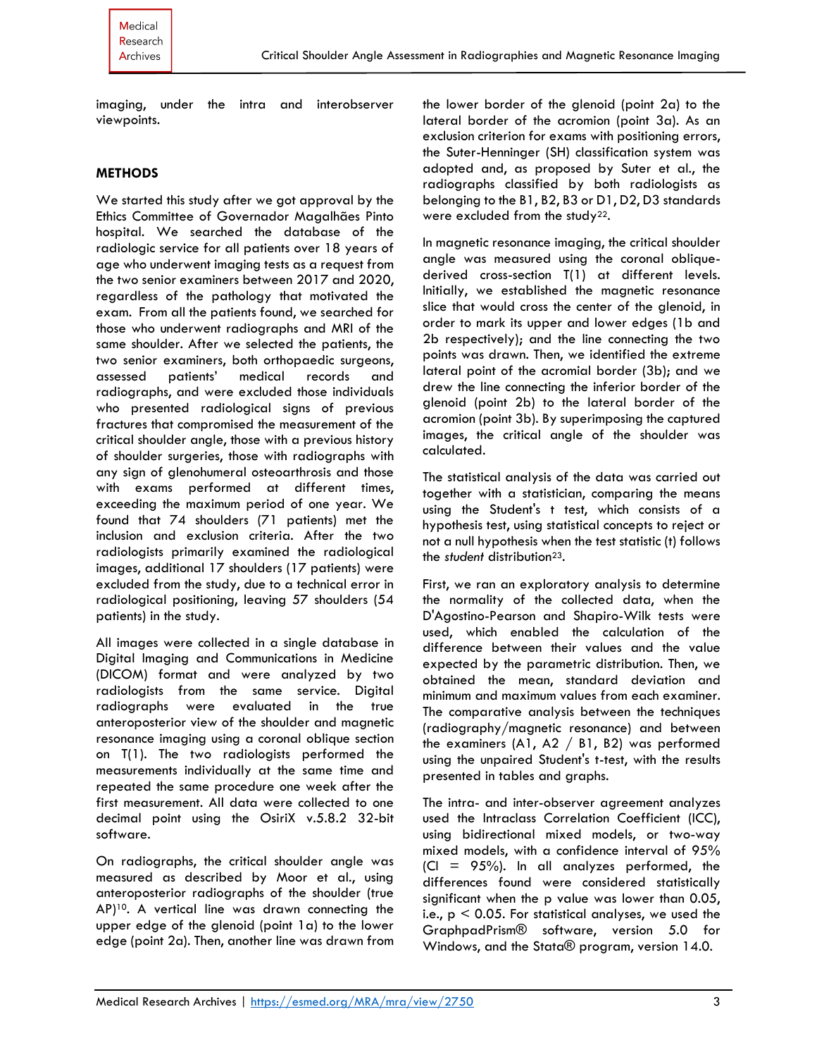imaging, under the intra and interobserver viewpoints.

## METHODS

We started this study after we got approval by the Ethics Committee of Governador Magalhães Pinto hospital. We searched the database of the radiologic service for all patients over 18 years of age who underwent imaging tests as a request from the two senior examiners between 2017 and 2020, regardless of the pathology that motivated the exam. From all the patients found, we searched for those who underwent radiographs and MRI of the same shoulder. After we selected the patients, the two senior examiners, both orthopaedic surgeons, assessed patients' medical records and radiographs, and were excluded those individuals who presented radiological signs of previous fractures that compromised the measurement of the critical shoulder angle, those with a previous history of shoulder surgeries, those with radiographs with any sign of glenohumeral osteoarthrosis and those with exams performed at different times, exceeding the maximum period of one year. We found that 74 shoulders (71 patients) met the inclusion and exclusion criteria. After the two radiologists primarily examined the radiological images, additional 17 shoulders (17 patients) were excluded from the study, due to a technical error in radiological positioning, leaving 57 shoulders (54 patients) in the study.

All images were collected in a single database in Digital Imaging and Communications in Medicine (DICOM) format and were analyzed by two radiologists from the same service. Digital radiographs were evaluated in the true anteroposterior view of the shoulder and magnetic resonance imaging using a coronal oblique section on T(1). The two radiologists performed the measurements individually at the same time and repeated the same procedure one week after the first measurement. All data were collected to one decimal point using the OsiriX v.5.8.2 32-bit software.

On radiographs, the critical shoulder angle was measured as described by Moor et al., using anteroposterior radiographs of the shoulder (true AP)[10]. A vertical line was drawn connecting the upper edge of the glenoid (point 1a) to the lower edge (point 2a). Then, another line was drawn from the lower border of the glenoid (point 2a) to the lateral border of the acromion (point 3a). As an exclusion criterion for exams with positioning errors, the Suter-Henninger (SH) classification system was adopted and, as proposed by Suter et al., the radiographs classified by both radiologists as belonging to the B1, B2, B3 or D1, D2, D3 standards were excluded from the study[22].

In magnetic resonance imaging, the critical shoulder angle was measured using the coronal oblique-derived cross-section T(1) at different levels. Initially, we established the magnetic resonance slice that would cross the center of the glenoid, in order to mark its upper and lower edges (1b and 2b respectively); and the line connecting the two points was drawn. Then, we identified the extreme lateral point of the acromial border (3b); and we drew the line connecting the inferior border of the glenoid (point 2b) to the lateral border of the acromion (point 3b). By superimposing the captured images, the critical angle of the shoulder was calculated.

The statistical analysis of the data was carried out together with a statistician, comparing the means using the Student's t test, which consists of a hypothesis test, using statistical concepts to reject or not a null hypothesis when the test statistic (t) follows the *student* distribution[23].

First, we ran an exploratory analysis to determine the normality of the collected data, when the D'Agostino-Pearson and Shapiro-Wilk tests were used, which enabled the calculation of the difference between their values and the value expected by the parametric distribution. Then, we obtained the mean, standard deviation and minimum and maximum values from each examiner. The comparative analysis between the techniques (radiography/magnetic resonance) and between the examiners (A1, A2 / B1, B2) was performed using the unpaired Student's t-test, with the results presented in tables and graphs.

The intra- and inter-observer agreement analyzes used the Intraclass Correlation Coefficient (ICC), using bidirectional mixed models, or two-way mixed models, with a confidence interval of 95% (CI = 95%). In all analyzes performed, the differences found were considered statistically significant when the p value was lower than 0.05, i.e., $p < 0.05$. For statistical analyses, we used the GraphpadPrism® software, version 5.0 for Windows, and the Stata® program, version 14.0.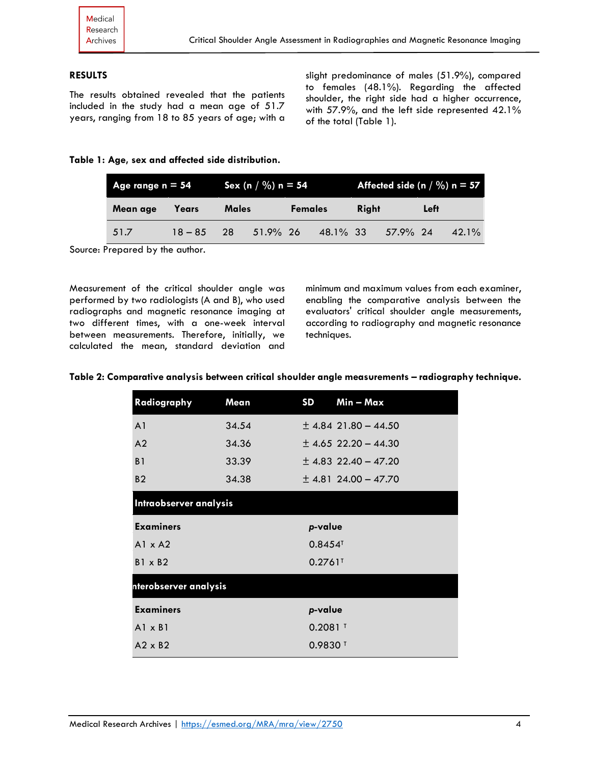## RESULTS

The results obtained revealed that the patients included in the study had a mean age of 51.7 years, ranging from 18 to 85 years of age; with a slight predominance of males (51.9%), compared to females (48.1%). Regarding the affected shoulder, the right side had a higher occurrence, with 57.9%, and the left side represented 42.1% of the total (Table 1).

**Table 1: Age, sex and affected side distribution.**

| Age range n = 54 | | Sex (n / %) n = 54 | | | | Affected side (n / %) n = 57 | | | |
|---|---|---|---|---|---|---|---|---|---|
| Mean age | Years | Males | | Females | | Right | | Left | |
| 51.7 | 18 – 85 | 28 | 51.9% | 26 | 48.1% | 33 | 57.9% | 24 | 42.1% |

Source: Prepared by the author.

Measurement of the critical shoulder angle was performed by two radiologists (A and B), who used radiographs and magnetic resonance imaging at two different times, with a one-week interval between measurements. Therefore, initially, we calculated the mean, standard deviation and minimum and maximum values from each examiner, enabling the comparative analysis between the evaluators' critical shoulder angle measurements, according to radiography and magnetic resonance techniques.

**Table 2: Comparative analysis between critical shoulder angle measurements – radiography technique.**

| Radiography | Mean | SD | Min – Max |
|---|---|---|---|
| A1 | 34.54 | ± 4.84 | 21.80 – 44.50 |
| A2 | 34.36 | ± 4.65 | 22.20 – 44.30 |
| B1 | 33.39 | ± 4.83 | 22.40 – 47.20 |
| B2 | 34.38 | ± 4.81 | 24.00 – 47.70 |
| **Intraobserver analysis** | | | |
| **Examiners** | | ***p*-value** | |
| A1 x A2 | | 0.8454[T] | |
| B1 x B2 | | 0.2761[T] | |
| **nterobserver analysis** | | | |
| **Examiners** | | ***p*-value** | |
| A1 x B1 | | 0.2081 [T] | |
| A2 x B2 | | 0.9830 [T] | |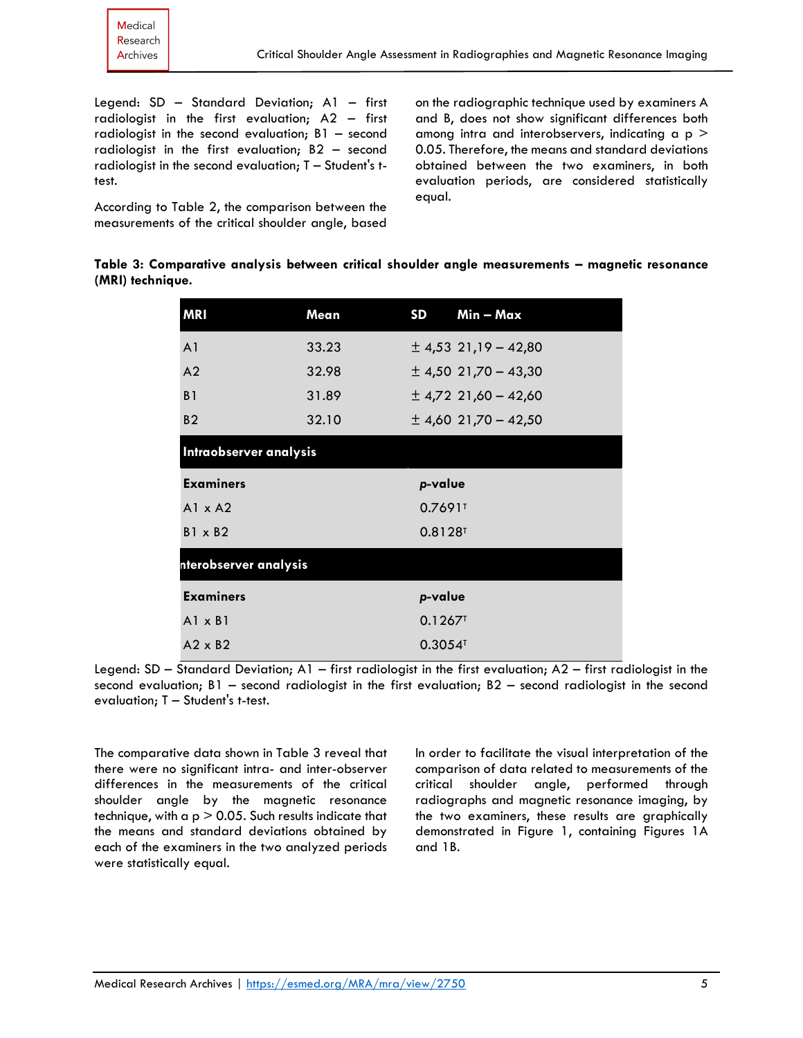Legend: SD – Standard Deviation; A1 – first radiologist in the first evaluation; A2 – first radiologist in the second evaluation; B1 – second radiologist in the first evaluation; B2 – second radiologist in the second evaluation; T – Student's t-test.

According to Table 2, the comparison between the measurements of the critical shoulder angle, based on the radiographic technique used by examiners A and B, does not show significant differences both among intra and interobservers, indicating a p > 0.05. Therefore, the means and standard deviations obtained between the two examiners, in both evaluation periods, are considered statistically equal.

**Table 3: Comparative analysis between critical shoulder angle measurements – magnetic resonance (MRI) technique.**

| MRI | Mean | SD | Min – Max |
|---|---|---|---|
| A1 | 33.23 | ± 4,53 | 21,19 – 42,80 |
| A2 | 32.98 | ± 4,50 | 21,70 – 43,30 |
| B1 | 31.89 | ± 4,72 | 21,60 – 42,60 |
| B2 | 32.10 | ± 4,60 | 21,70 – 42,50 |
| **Intraobserver analysis** | | | |
| **Examiners** | | ***p*-value** | |
| A1 x A2 | | 0.7691[T] | |
| B1 x B2 | | 0.8128[T] | |
| **nterobserver analysis** | | | |
| **Examiners** | | ***p*-value** | |
| A1 x B1 | | 0.1267[T] | |
| A2 x B2 | | 0.3054[T] | |

Legend: SD – Standard Deviation; A1 – first radiologist in the first evaluation; A2 – first radiologist in the second evaluation; B1 – second radiologist in the first evaluation; B2 – second radiologist in the second evaluation; T – Student's t-test.

The comparative data shown in Table 3 reveal that there were no significant intra- and inter-observer differences in the measurements of the critical shoulder angle by the magnetic resonance technique, with a p > 0.05. Such results indicate that the means and standard deviations obtained by each of the examiners in the two analyzed periods were statistically equal.

In order to facilitate the visual interpretation of the comparison of data related to measurements of the critical shoulder angle, performed through radiographs and magnetic resonance imaging, by the two examiners, these results are graphically demonstrated in Figure 1, containing Figures 1A and 1B.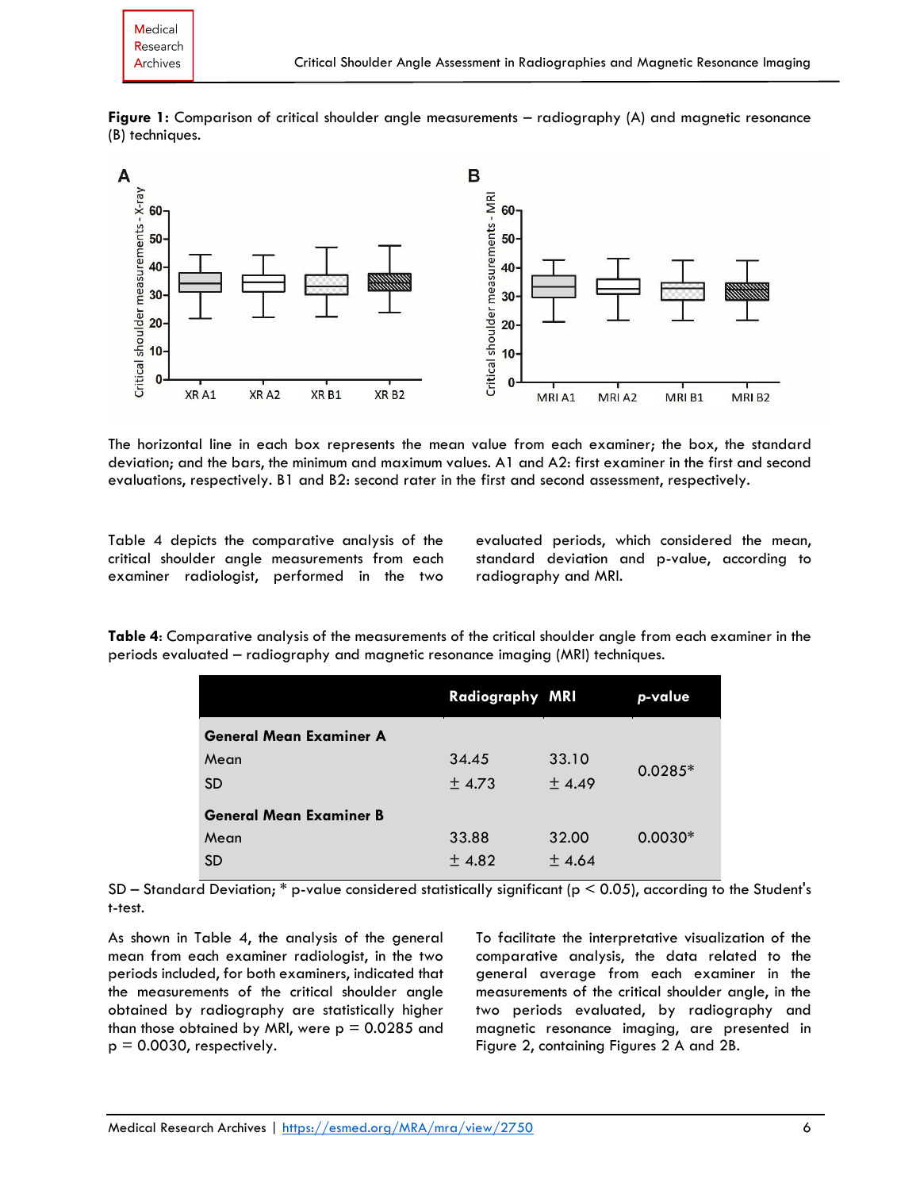**Figure 1:** Comparison of critical shoulder angle measurements – radiography (A) and magnetic resonance (B) techniques.

The horizontal line in each box represents the mean value from each examiner; the box, the standard deviation; and the bars, the minimum and maximum values. A1 and A2: first examiner in the first and second evaluations, respectively. B1 and B2: second rater in the first and second assessment, respectively.

Table 4 depicts the comparative analysis of the critical shoulder angle measurements from each examiner radiologist, performed in the two evaluated periods, which considered the mean, standard deviation and p-value, according to radiography and MRI.

**Table 4**: Comparative analysis of the measurements of the critical shoulder angle from each examiner in the periods evaluated – radiography and magnetic resonance imaging (MRI) techniques.

| | Radiography | MRI | *p*-value |
|---|---|---|---|
| **General Mean Examiner A** | | | |
| Mean | 34.45 | 33.10 | 0.0285* |
| SD | ± 4.73 | ± 4.49 | |
| **General Mean Examiner B** | | | |
| Mean | 33.88 | 32.00 | 0.0030* |
| SD | ± 4.82 | ± 4.64 | |

SD – Standard Deviation; * p-value considered statistically significant ($p < 0.05$), according to the Student's t-test.

As shown in Table 4, the analysis of the general mean from each examiner radiologist, in the two periods included, for both examiners, indicated that the measurements of the critical shoulder angle obtained by radiography are statistically higher than those obtained by MRI, were $p = 0.0285$ and $p = 0.0030$, respectively.

To facilitate the interpretative visualization of the comparative analysis, the data related to the general average from each examiner in the measurements of the critical shoulder angle, in the two periods evaluated, by radiography and magnetic resonance imaging, are presented in Figure 2, containing Figures 2 A and 2B.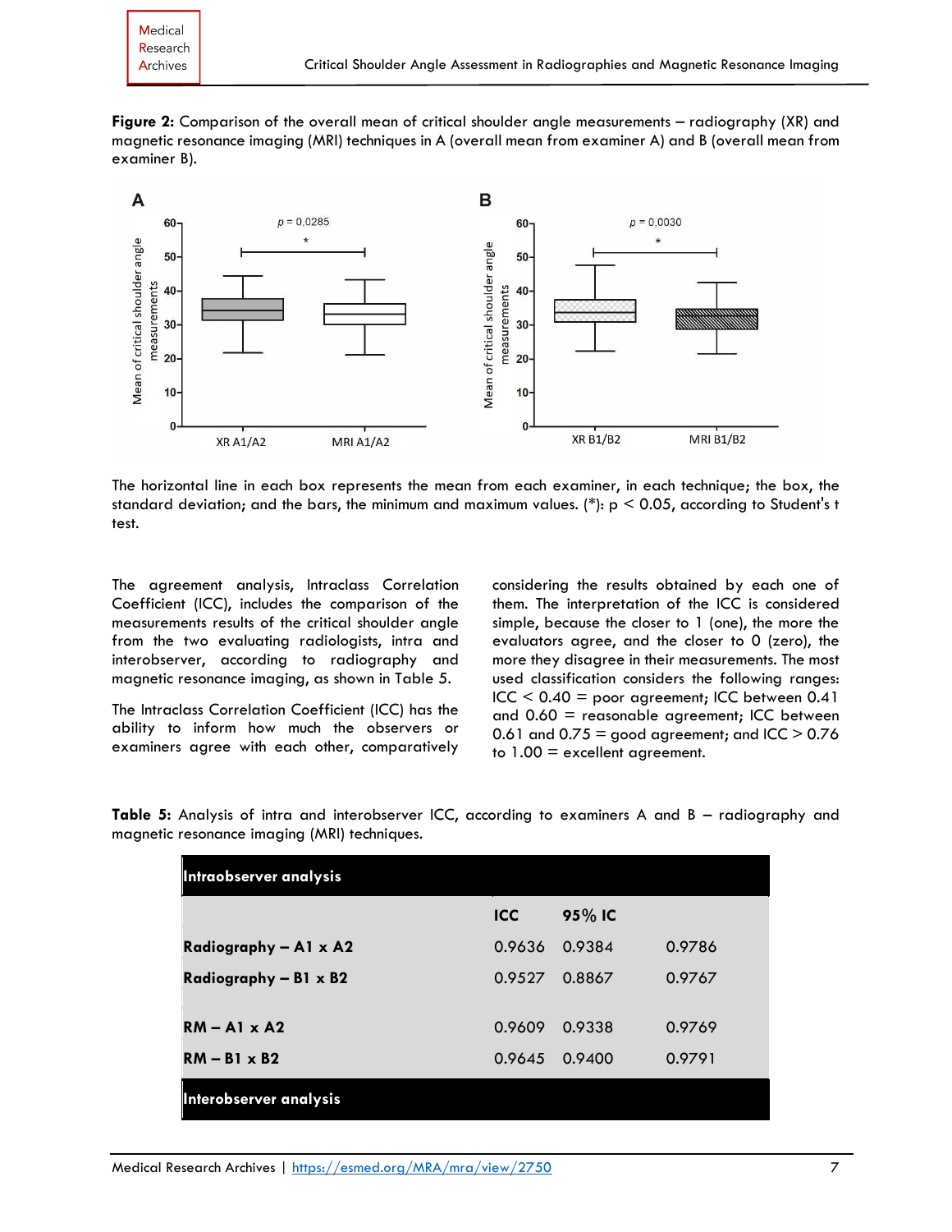**Figure 2:** Comparison of the overall mean of critical shoulder angle measurements – radiography (XR) and magnetic resonance imaging (MRI) techniques in A (overall mean from examiner A) and B (overall mean from examiner B).

The horizontal line in each box represents the mean from each examiner, in each technique; the box, the standard deviation; and the bars, the minimum and maximum values. (*): $p < 0.05$, according to Student's t test.

The agreement analysis, Intraclass Correlation Coefficient (ICC), includes the comparison of the measurements results of the critical shoulder angle from the two evaluating radiologists, intra and interobserver, according to radiography and magnetic resonance imaging, as shown in Table 5.

The Intraclass Correlation Coefficient (ICC) has the ability to inform how much the observers or examiners agree with each other, comparatively considering the results obtained by each one of them. The interpretation of the ICC is considered simple, because the closer to 1 (one), the more the evaluators agree, and the closer to 0 (zero), the more they disagree in their measurements. The most used classification considers the following ranges: ICC < 0.40 = poor agreement; ICC between 0.41 and 0.60 = reasonable agreement; ICC between 0.61 and 0.75 = good agreement; and ICC > 0.76 to 1.00 = excellent agreement.

**Table 5:** Analysis of intra and interobserver ICC, according to examiners A and B – radiography and magnetic resonance imaging (MRI) techniques.

| **Intraobserver analysis** | | | |
|---|---|---|---|
| | **ICC** | **95% IC** | |
| **Radiography – A1 x A2** | 0.9636 | 0.9384 | 0.9786 |
| **Radiography – B1 x B2** | 0.9527 | 0.8867 | 0.9767 |
| **RM – A1 x A2** | 0.9609 | 0.9338 | 0.9769 |
| **RM – B1 x B2** | 0.9645 | 0.9400 | 0.9791 |
| **Interobserver analysis** | | | |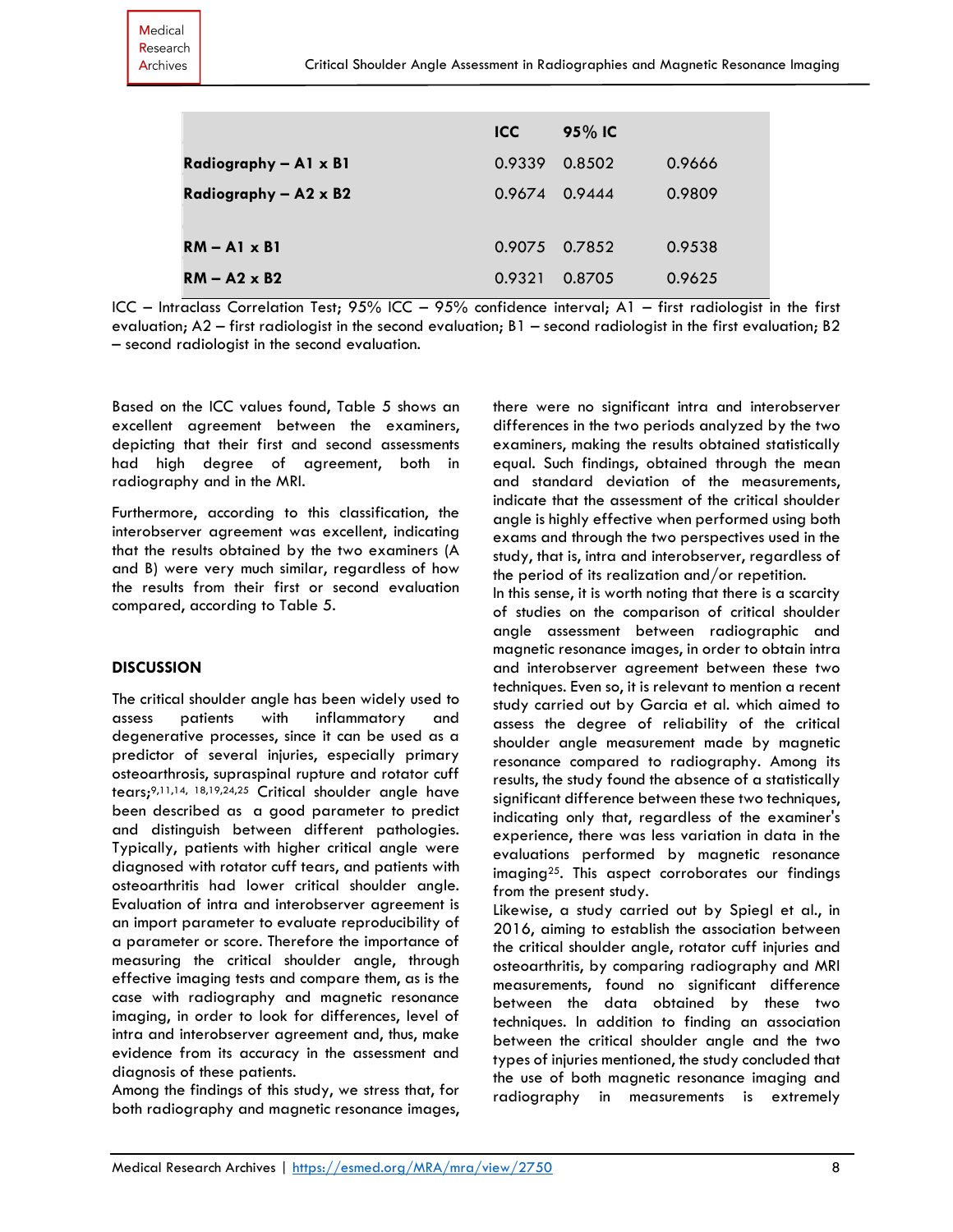| | ICC | 95% IC | |
|---|---|---|---|
| **Radiography – A1 x B1** | 0.9339 | 0.8502 | 0.9666 |
| **Radiography – A2 x B2** | 0.9674 | 0.9444 | 0.9809 |
| | | | |
| **RM – A1 x B1** | 0.9075 | 0.7852 | 0.9538 |
| **RM – A2 x B2** | 0.9321 | 0.8705 | 0.9625 |

ICC – Intraclass Correlation Test; 95% ICC – 95% confidence interval; A1 – first radiologist in the first evaluation; A2 – first radiologist in the second evaluation; B1 – second radiologist in the first evaluation; B2 – second radiologist in the second evaluation.

Based on the ICC values found, Table 5 shows an excellent agreement between the examiners, depicting that their first and second assessments had high degree of agreement, both in radiography and in the MRI.

Furthermore, according to this classification, the interobserver agreement was excellent, indicating that the results obtained by the two examiners (A and B) were very much similar, regardless of how the results from their first or second evaluation compared, according to Table 5.

## DISCUSSION

The critical shoulder angle has been widely used to assess patients with inflammatory and degenerative processes, since it can be used as a predictor of several injuries, especially primary osteoarthrosis, supraspinal rupture and rotator cuff tears;[9,11,14, 18,19,24,25] Critical shoulder angle have been described as a good parameter to predict and distinguish between different pathologies. Typically, patients with higher critical angle were diagnosed with rotator cuff tears, and patients with osteoarthritis had lower critical shoulder angle. Evaluation of intra and interobserver agreement is an import parameter to evaluate reproducibility of a parameter or score. Therefore the importance of measuring the critical shoulder angle, through effective imaging tests and compare them, as is the case with radiography and magnetic resonance imaging, in order to look for differences, level of intra and interobserver agreement and, thus, make evidence from its accuracy in the assessment and diagnosis of these patients.

Among the findings of this study, we stress that, for both radiography and magnetic resonance images, there were no significant intra and interobserver differences in the two periods analyzed by the two examiners, making the results obtained statistically equal. Such findings, obtained through the mean and standard deviation of the measurements, indicate that the assessment of the critical shoulder angle is highly effective when performed using both exams and through the two perspectives used in the study, that is, intra and interobserver, regardless of the period of its realization and/or repetition.

In this sense, it is worth noting that there is a scarcity of studies on the comparison of critical shoulder angle assessment between radiographic and magnetic resonance images, in order to obtain intra and interobserver agreement between these two techniques. Even so, it is relevant to mention a recent study carried out by Garcia et al. which aimed to assess the degree of reliability of the critical shoulder angle measurement made by magnetic resonance compared to radiography. Among its results, the study found the absence of a statistically significant difference between these two techniques, indicating only that, regardless of the examiner's experience, there was less variation in data in the evaluations performed by magnetic resonance imaging[25]. This aspect corroborates our findings from the present study.

Likewise, a study carried out by Spiegl et al., in 2016, aiming to establish the association between the critical shoulder angle, rotator cuff injuries and osteoarthritis, by comparing radiography and MRI measurements, found no significant difference between the data obtained by these two techniques. In addition to finding an association between the critical shoulder angle and the two types of injuries mentioned, the study concluded that the use of both magnetic resonance imaging and radiography in measurements is extremely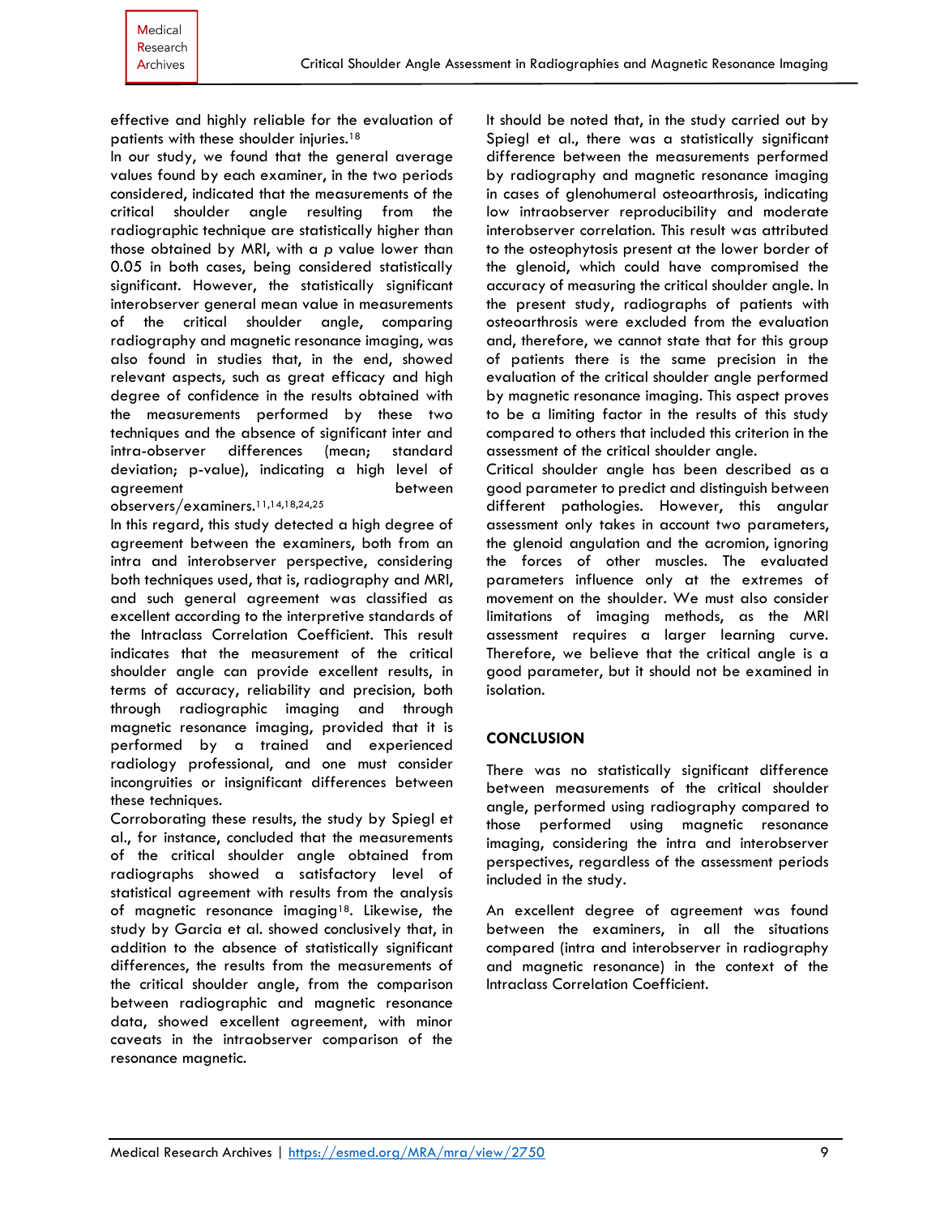effective and highly reliable for the evaluation of patients with these shoulder injuries.[18]

In our study, we found that the general average values found by each examiner, in the two periods considered, indicated that the measurements of the critical shoulder angle resulting from the radiographic technique are statistically higher than those obtained by MRI, with a *p* value lower than 0.05 in both cases, being considered statistically significant. However, the statistically significant interobserver general mean value in measurements of the critical shoulder angle, comparing radiography and magnetic resonance imaging, was also found in studies that, in the end, showed relevant aspects, such as great efficacy and high degree of confidence in the results obtained with the measurements performed by these two techniques and the absence of significant inter and intra-observer differences (mean; standard deviation; p-value), indicating a high level of agreement between observers/examiners.[11,14,18,24,25]

In this regard, this study detected a high degree of agreement between the examiners, both from an intra and interobserver perspective, considering both techniques used, that is, radiography and MRI, and such general agreement was classified as excellent according to the interpretive standards of the Intraclass Correlation Coefficient. This result indicates that the measurement of the critical shoulder angle can provide excellent results, in terms of accuracy, reliability and precision, both through radiographic imaging and through magnetic resonance imaging, provided that it is performed by a trained and experienced radiology professional, and one must consider incongruities or insignificant differences between these techniques.

Corroborating these results, the study by Spiegl et al., for instance, concluded that the measurements of the critical shoulder angle obtained from radiographs showed a satisfactory level of statistical agreement with results from the analysis of magnetic resonance imaging[18]. Likewise, the study by Garcia et al. showed conclusively that, in addition to the absence of statistically significant differences, the results from the measurements of the critical shoulder angle, from the comparison between radiographic and magnetic resonance data, showed excellent agreement, with minor caveats in the intraobserver comparison of the resonance magnetic.

It should be noted that, in the study carried out by Spiegl et al., there was a statistically significant difference between the measurements performed by radiography and magnetic resonance imaging in cases of glenohumeral osteoarthrosis, indicating low intraobserver reproducibility and moderate interobserver correlation. This result was attributed to the osteophytosis present at the lower border of the glenoid, which could have compromised the accuracy of measuring the critical shoulder angle. In the present study, radiographs of patients with osteoarthrosis were excluded from the evaluation and, therefore, we cannot state that for this group of patients there is the same precision in the evaluation of the critical shoulder angle performed by magnetic resonance imaging. This aspect proves to be a limiting factor in the results of this study compared to others that included this criterion in the assessment of the critical shoulder angle.

Critical shoulder angle has been described as a good parameter to predict and distinguish between different pathologies. However, this angular assessment only takes in account two parameters, the glenoid angulation and the acromion, ignoring the forces of other muscles. The evaluated parameters influence only at the extremes of movement on the shoulder. We must also consider limitations of imaging methods, as the MRI assessment requires a larger learning curve. Therefore, we believe that the critical angle is a good parameter, but it should not be examined in isolation.

## CONCLUSION

There was no statistically significant difference between measurements of the critical shoulder angle, performed using radiography compared to those performed using magnetic resonance imaging, considering the intra and interobserver perspectives, regardless of the assessment periods included in the study.

An excellent degree of agreement was found between the examiners, in all the situations compared (intra and interobserver in radiography and magnetic resonance) in the context of the Intraclass Correlation Coefficient.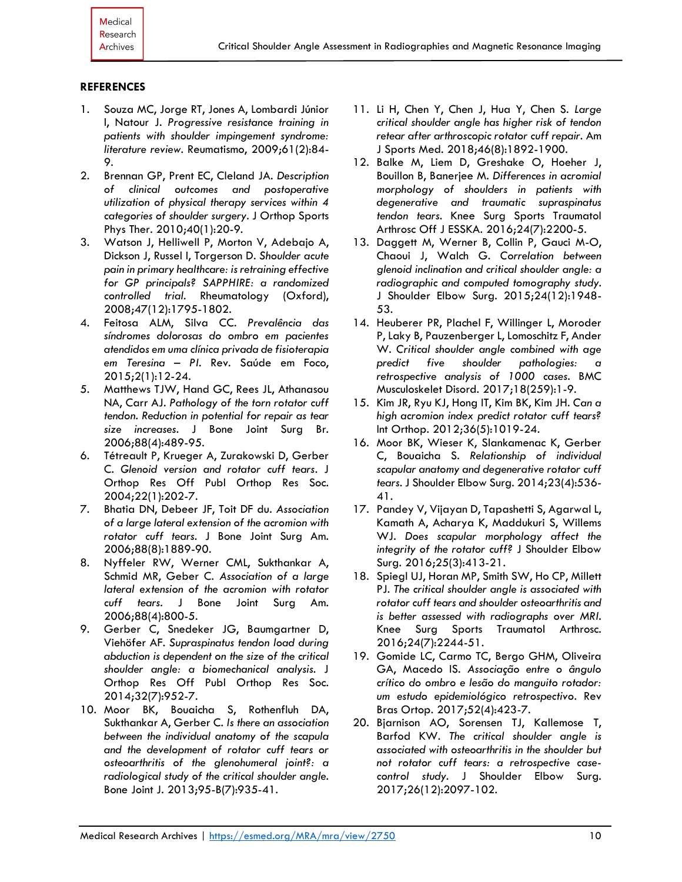## REFERENCES

1. Souza MC, Jorge RT, Jones A, Lombardi Júnior I, Natour J. *Progressive resistance training in patients with shoulder impingement syndrome: literature review*. Reumatismo, 2009;61(2):84-9.
2. Brennan GP, Prent EC, Cleland JA. *Description of clinical outcomes and postoperative utilization of physical therapy services within 4 categories of shoulder surgery*. J Orthop Sports Phys Ther. 2010;40(1):20-9.
3. Watson J, Helliwell P, Morton V, Adebajo A, Dickson J, Russel I, Torgerson D. *Shoulder acute pain in primary healthcare: is retraining effective for GP principals? SAPPHIRE: a randomized controlled trial*. Rheumatology (Oxford), 2008;47(12):1795-1802.
4. Feitosa ALM, Silva CC. *Prevalência das síndromes dolorosas do ombro em pacientes atendidos em uma clínica privada de fisioterapia em Teresina – PI*. Rev. Saúde em Foco, 2015;2(1):12-24.
5. Matthews TJW, Hand GC, Rees JL, Athanasou NA, Carr AJ. *Pathology of the torn rotator cuff tendon. Reduction in potential for repair as tear size increases*. J Bone Joint Surg Br. 2006;88(4):489-95.
6. Tétreault P, Krueger A, Zurakowski D, Gerber C. *Glenoid version and rotator cuff tears*. J Orthop Res Off Publ Orthop Res Soc. 2004;22(1):202-7.
7. Bhatia DN, Debeer JF, Toit DF du. *Association of a large lateral extension of the acromion with rotator cuff tears*. J Bone Joint Surg Am. 2006;88(8):1889-90.
8. Nyffeler RW, Werner CML, Sukthankar A, Schmid MR, Geber C. *Association of a large lateral extension of the acromion with rotator cuff tears*. J Bone Joint Surg Am. 2006;88(4):800-5.
9. Gerber C, Snedeker JG, Baumgartner D, Viehöfer AF. *Supraspinatus tendon load during abduction is dependent on the size of the critical shoulder angle: a biomechanical analysis*. J Orthop Res Off Publ Orthop Res Soc. 2014;32(7):952-7.
10. Moor BK, Bouaicha S, Rothenfluh DA, Sukthankar A, Gerber C. *Is there an association between the individual anatomy of the scapula and the development of rotator cuff tears or osteoarthritis of the glenohumeral joint?: a radiological study of the critical shoulder angle*. Bone Joint J. 2013;95-B(7):935-41.
11. Li H, Chen Y, Chen J, Hua Y, Chen S. *Large critical shoulder angle has higher risk of tendon retear after arthroscopic rotator cuff repair*. Am J Sports Med. 2018;46(8):1892-1900.
12. Balke M, Liem D, Greshake O, Hoeher J, Bouillon B, Banerjee M. *Differences in acromial morphology of shoulders in patients with degenerative and traumatic supraspinatus tendon tears*. Knee Surg Sports Traumatol Arthrosc Off J ESSKA. 2016;24(7):2200-5.
13. Daggett M, Werner B, Collin P, Gauci M-O, Chaoui J, Walch G. *Correlation between glenoid inclination and critical shoulder angle: a radiographic and computed tomography study*. J Shoulder Elbow Surg. 2015;24(12):1948-53.
14. Heuberer PR, Plachel F, Willinger L, Moroder P, Laky B, Pauzenberger L, Lomoschitz F, Ander W. *Critical shoulder angle combined with age predict five shoulder pathologies: a retrospective analysis of 1000 cases*. BMC Musculoskelet Disord. 2017;18(259):1-9.
15. Kim JR, Ryu KJ, Hong IT, Kim BK, Kim JH. *Can a high acromion index predict rotator cuff tears?* Int Orthop. 2012;36(5):1019-24.
16. Moor BK, Wieser K, Slankamenac K, Gerber C, Bouaicha S. *Relationship of individual scapular anatomy and degenerative rotator cuff tears*. J Shoulder Elbow Surg. 2014;23(4):536-41.
17. Pandey V, Vijayan D, Tapashetti S, Agarwal L, Kamath A, Acharya K, Maddukuri S, Willems WJ. *Does scapular morphology affect the integrity of the rotator cuff?* J Shoulder Elbow Surg. 2016;25(3):413-21.
18. Spiegl UJ, Horan MP, Smith SW, Ho CP, Millett PJ. *The critical shoulder angle is associated with rotator cuff tears and shoulder osteoarthritis and is better assessed with radiographs over MRI*. Knee Surg Sports Traumatol Arthrosc. 2016;24(7):2244-51.
19. Gomide LC, Carmo TC, Bergo GHM, Oliveira GA, Macedo IS. *Associação entre o ângulo crítico do ombro e lesão do manguito rotador: um estudo epidemiológico retrospectivo*. Rev Bras Ortop. 2017;52(4):423-7.
20. Bjarnison AO, Sorensen TJ, Kallemose T, Barfod KW. *The critical shoulder angle is associated with osteoarthritis in the shoulder but not rotator cuff tears: a retrospective case-control study*. J Shoulder Elbow Surg. 2017;26(12):2097-102.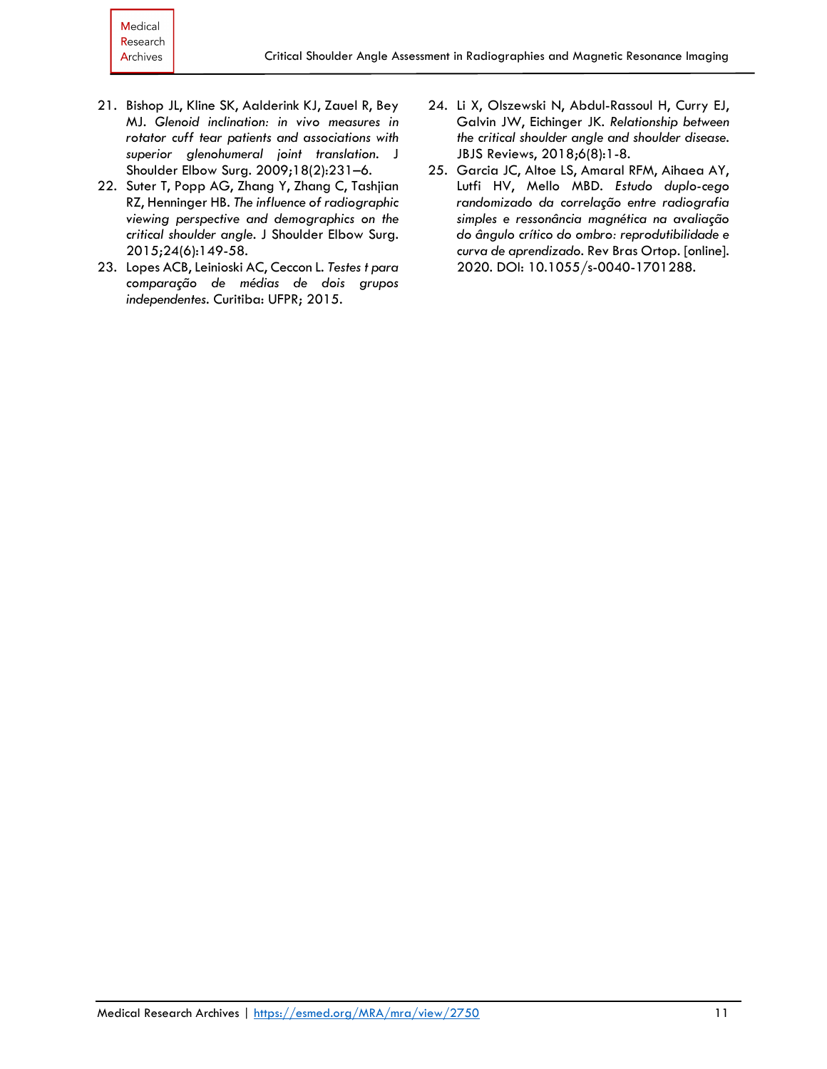21. Bishop JL, Kline SK, Aalderink KJ, Zauel R, Bey MJ. *Glenoid inclination: in vivo measures in rotator cuff tear patients and associations with superior glenohumeral joint translation*. J Shoulder Elbow Surg. 2009;18(2):231–6.
22. Suter T, Popp AG, Zhang Y, Zhang C, Tashjian RZ, Henninger HB. *The influence of radiographic viewing perspective and demographics on the critical shoulder angle*. J Shoulder Elbow Surg. 2015;24(6):149-58.
23. Lopes ACB, Leinioski AC, Ceccon L. *Testes t para comparação de médias de dois grupos independentes*. Curitiba: UFPR; 2015.
24. Li X, Olszewski N, Abdul-Rassoul H, Curry EJ, Galvin JW, Eichinger JK. *Relationship between the critical shoulder angle and shoulder disease*. JBJS Reviews, 2018;6(8):1-8.
25. Garcia JC, Altoe LS, Amaral RFM, Aihaea AY, Lutfi HV, Mello MBD. *Estudo duplo-cego randomizado da correlação entre radiografia simples e ressonância magnética na avaliação do ângulo crítico do ombro: reprodutibilidade e curva de aprendizado*. Rev Bras Ortop. [online]. 2020. DOI: 10.1055/s-0040-1701288.